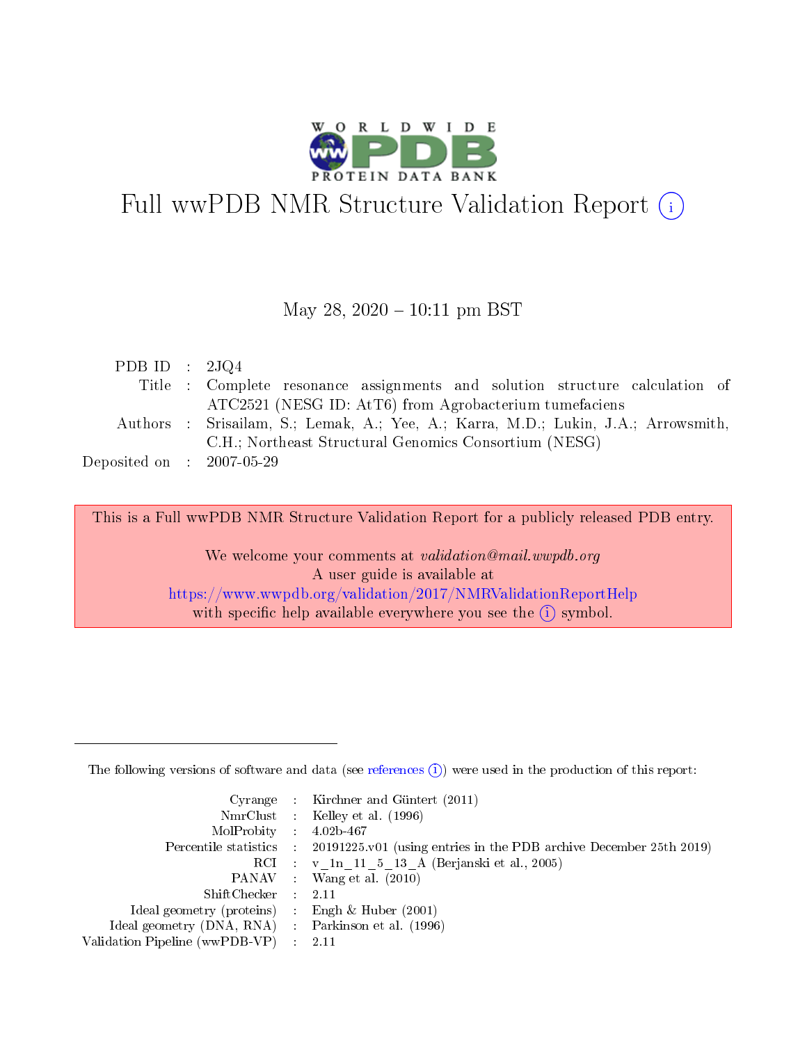# Full wwPDB NMR Structure Validation Report (i)

May 28, 2020 – 10:11 pm BST

| | | |
|---|---|---|
| PDB ID | : | 2JQ4 |
| Title | : | Complete resonance assignments and solution structure calculation of ATC2521 (NESG ID: AtT6) from Agrobacterium tumefaciens |
| Authors | : | Srisailam, S.; Lemak, A.; Yee, A.; Karra, M.D.; Lukin, J.A.; Arrowsmith, C.H.; Northeast Structural Genomics Consortium (NESG) |
| Deposited on | : | 2007-05-29 |

This is a Full wwPDB NMR Structure Validation Report for a publicly released PDB entry.

We welcome your comments at *validation@mail.wwpdb.org*
A user guide is available at
https://www.wwpdb.org/validation/2017/NMRValidationReportHelp
with specific help available everywhere you see the (i) symbol.

The following versions of software and data (see references (i)) were used in the production of this report:

| | | |
|---|---|---|
| Cyrange | : | Kirchner and Güntert (2011) |
| NmrClust | : | Kelley et al. (1996) |
| MolProbity | : | 4.02b-467 |
| Percentile statistics | : | 20191225.v01 (using entries in the PDB archive December 25th 2019) |
| RCI | : | v_1n_11_5_13_A (Berjanski et al., 2005) |
| PANAV | : | Wang et al. (2010) |
| ShiftChecker | : | 2.11 |
| Ideal geometry (proteins) | : | Engh & Huber (2001) |
| Ideal geometry (DNA, RNA) | : | Parkinson et al. (1996) |
| Validation Pipeline (wwPDB-VP) | : | 2.11 |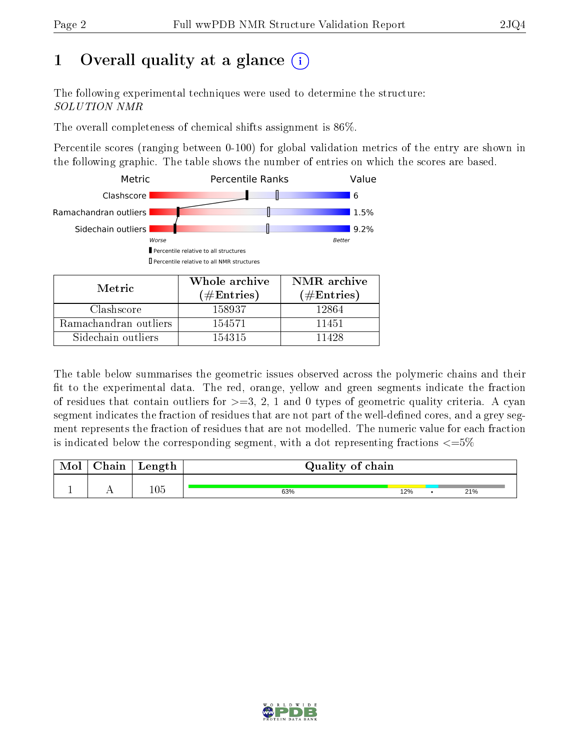# 1 Overall quality at a glance

The following experimental techniques were used to determine the structure:
*SOLUTION NMR*

The overall completeness of chemical shifts assignment is 86%.

Percentile scores (ranging between 0-100) for global validation metrics of the entry are shown in the following graphic. The table shows the number of entries on which the scores are based.

| Metric | Value |
|---|---|
| Clashscore | 6 |
| Ramachandran outliers | 1.5% |
| Sidechain outliers | 9.2% |

Worse — Better

Percentile relative to all structures

Percentile relative to all NMR structures

| Metric | Whole archive (#Entries) | NMR archive (#Entries) |
|---|---|---|
| Clashscore | 158937 | 12864 |
| Ramachandran outliers | 154571 | 11451 |
| Sidechain outliers | 154315 | 11428 |

The table below summarises the geometric issues observed across the polymeric chains and their fit to the experimental data. The red, orange, yellow and green segments indicate the fraction of residues that contain outliers for >=3, 2, 1 and 0 types of geometric quality criteria. A cyan segment indicates the fraction of residues that are not part of the well-defined cores, and a grey segment represents the fraction of residues that are not modelled. The numeric value for each fraction is indicated below the corresponding segment, with a dot representing fractions <=5%

| Mol | Chain | Length | Quality of chain |
|---|---|---|---|
| 1 | A | 105 | 63% · 12% · • · 21% |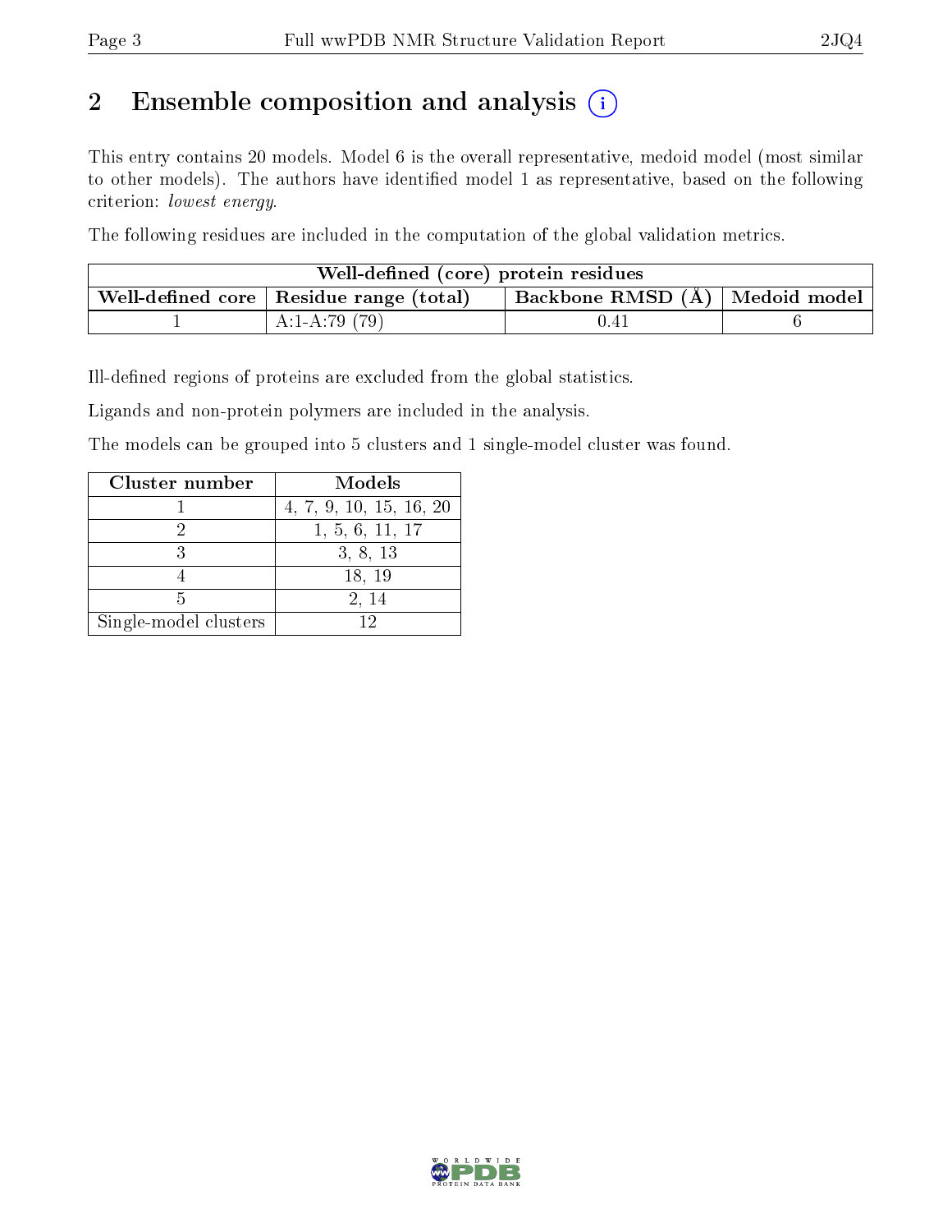## 2 Ensemble composition and analysis

This entry contains 20 models. Model 6 is the overall representative, medoid model (most similar to other models). The authors have identified model 1 as representative, based on the following criterion: *lowest energy*.

The following residues are included in the computation of the global validation metrics.

| Well-defined (core) protein residues | | | |
|---|---|---|---|
| Well-defined core | Residue range (total) | Backbone RMSD (Å) | Medoid model |
| 1 | A:1-A:79 (79) | 0.41 | 6 |

Ill-defined regions of proteins are excluded from the global statistics.

Ligands and non-protein polymers are included in the analysis.

The models can be grouped into 5 clusters and 1 single-model cluster was found.

| Cluster number | Models |
|---|---|
| 1 | 4, 7, 9, 10, 15, 16, 20 |
| 2 | 1, 5, 6, 11, 17 |
| 3 | 3, 8, 13 |
| 4 | 18, 19 |
| 5 | 2, 14 |
| Single-model clusters | 12 |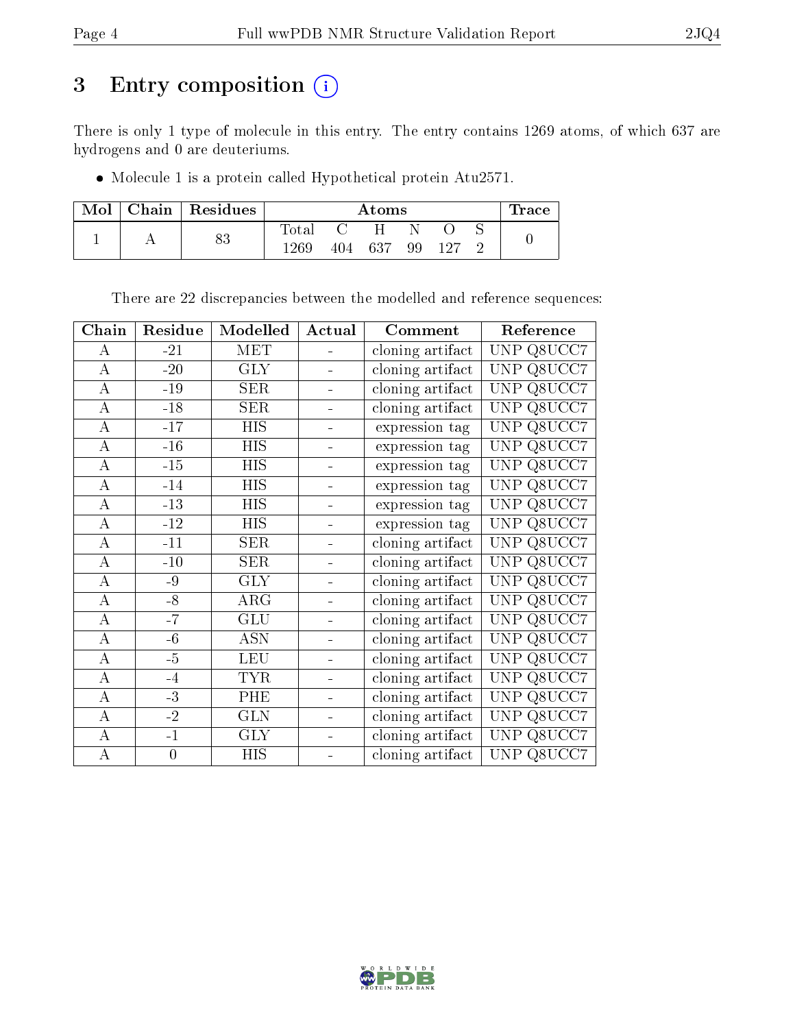# 3 Entry composition (i)

There is only 1 type of molecule in this entry. The entry contains 1269 atoms, of which 637 are hydrogens and 0 are deuteriums.

- Molecule 1 is a protein called Hypothetical protein Atu2571.

| Mol | Chain | Residues | Atoms | | | | | | Trace |
|---|---|---|---|---|---|---|---|---|---|
| 1 | A | 83 | Total | C | H | N | O | S | 0 |
| | | | 1269 | 404 | 637 | 99 | 127 | 2 | |

There are 22 discrepancies between the modelled and reference sequences:

| Chain | Residue | Modelled | Actual | Comment | Reference |
|---|---|---|---|---|---|
| A | -21 | MET | - | cloning artifact | UNP Q8UCC7 |
| A | -20 | GLY | - | cloning artifact | UNP Q8UCC7 |
| A | -19 | SER | - | cloning artifact | UNP Q8UCC7 |
| A | -18 | SER | - | cloning artifact | UNP Q8UCC7 |
| A | -17 | HIS | - | expression tag | UNP Q8UCC7 |
| A | -16 | HIS | - | expression tag | UNP Q8UCC7 |
| A | -15 | HIS | - | expression tag | UNP Q8UCC7 |
| A | -14 | HIS | - | expression tag | UNP Q8UCC7 |
| A | -13 | HIS | - | expression tag | UNP Q8UCC7 |
| A | -12 | HIS | - | expression tag | UNP Q8UCC7 |
| A | -11 | SER | - | cloning artifact | UNP Q8UCC7 |
| A | -10 | SER | - | cloning artifact | UNP Q8UCC7 |
| A | -9 | GLY | - | cloning artifact | UNP Q8UCC7 |
| A | -8 | ARG | - | cloning artifact | UNP Q8UCC7 |
| A | -7 | GLU | - | cloning artifact | UNP Q8UCC7 |
| A | -6 | ASN | - | cloning artifact | UNP Q8UCC7 |
| A | -5 | LEU | - | cloning artifact | UNP Q8UCC7 |
| A | -4 | TYR | - | cloning artifact | UNP Q8UCC7 |
| A | -3 | PHE | - | cloning artifact | UNP Q8UCC7 |
| A | -2 | GLN | - | cloning artifact | UNP Q8UCC7 |
| A | -1 | GLY | - | cloning artifact | UNP Q8UCC7 |
| A | 0 | HIS | - | cloning artifact | UNP Q8UCC7 |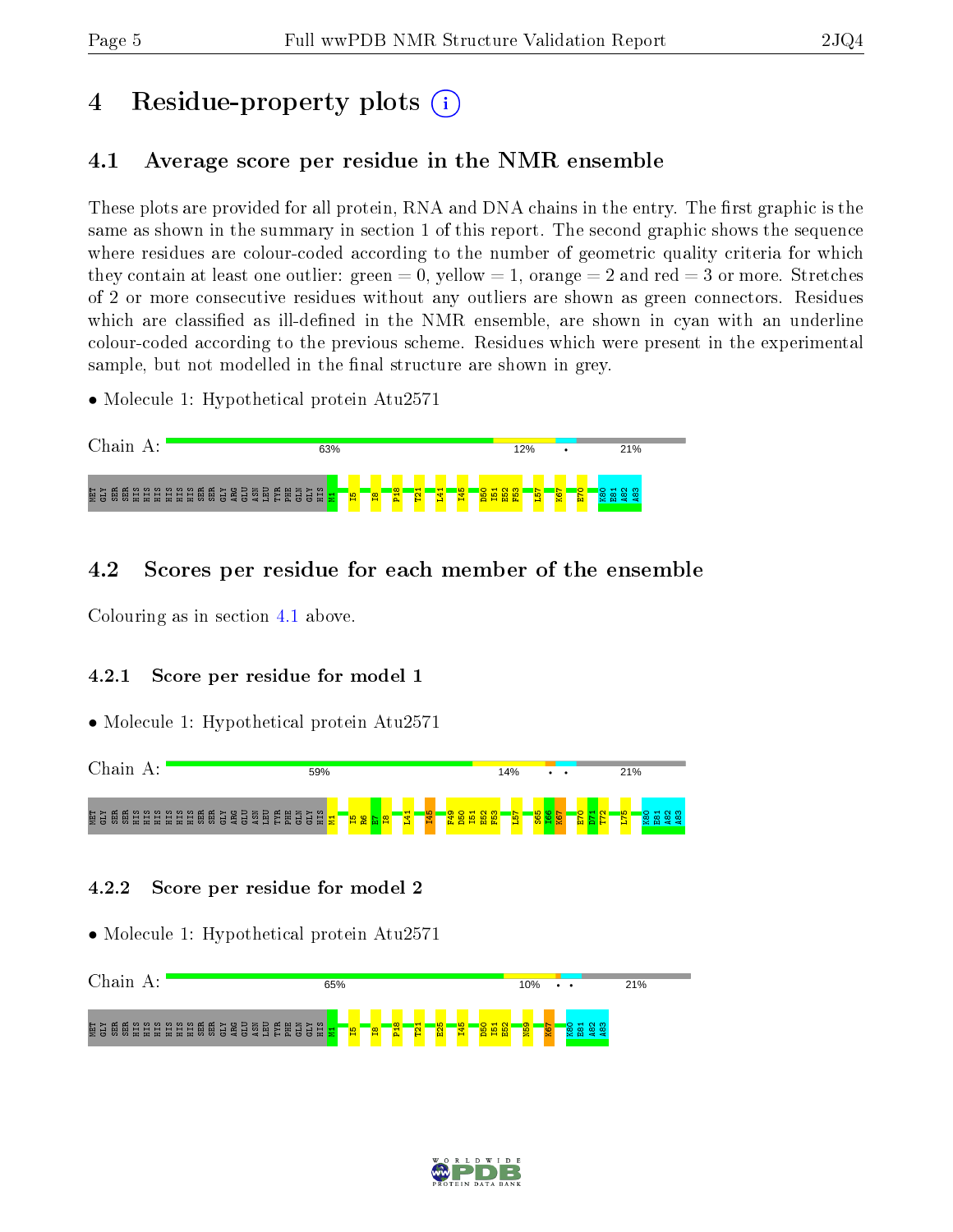# 4 Residue-property plots

## 4.1 Average score per residue in the NMR ensemble

These plots are provided for all protein, RNA and DNA chains in the entry. The first graphic is the same as shown in the summary in section 1 of this report. The second graphic shows the sequence where residues are colour-coded according to the number of geometric quality criteria for which they contain at least one outlier: green = 0, yellow = 1, orange = 2 and red = 3 or more. Stretches of 2 or more consecutive residues without any outliers are shown as green connectors. Residues which are classified as ill-defined in the NMR ensemble, are shown in cyan with an underline colour-coded according to the previous scheme. Residues which were present in the experimental sample, but not modelled in the final structure are shown in grey.

- Molecule 1: Hypothetical protein Atu2571

Chain A: 63% 12% • 21%

MET GLY SER SER HIS HIS HIS HIS HIS HIS SER SER GLY ARG GLU ASN LEU TYR PHE GLN GLY HIS M1 I5 I8 P18 T21 L41 I45 D50 I51 E52 F53 L57 K67 E70 K80 E81 A82 A83

## 4.2 Scores per residue for each member of the ensemble

Colouring as in section 4.1 above.

### 4.2.1 Score per residue for model 1

- Molecule 1: Hypothetical protein Atu2571

Chain A: 59% 14% • • 21%

MET GLY SER SER HIS HIS HIS HIS HIS HIS SER SER GLY ARG GLU ASN LEU TYR PHE GLN GLY HIS M1 I5 R6 E7 I8 L41 I45 F49 D50 I51 E52 F53 L57 S65 I66 K67 E70 D71 T72 L75 K80 E81 A82 A83

### 4.2.2 Score per residue for model 2

- Molecule 1: Hypothetical protein Atu2571

Chain A: 65% 10% • • 21%

MET GLY SER SER HIS HIS HIS HIS HIS HIS SER SER GLY ARG GLU ASN LEU TYR PHE GLN GLY HIS M1 I5 I8 P18 T21 E25 I45 D50 I51 E52 N59 K67 K80 E81 A82 A83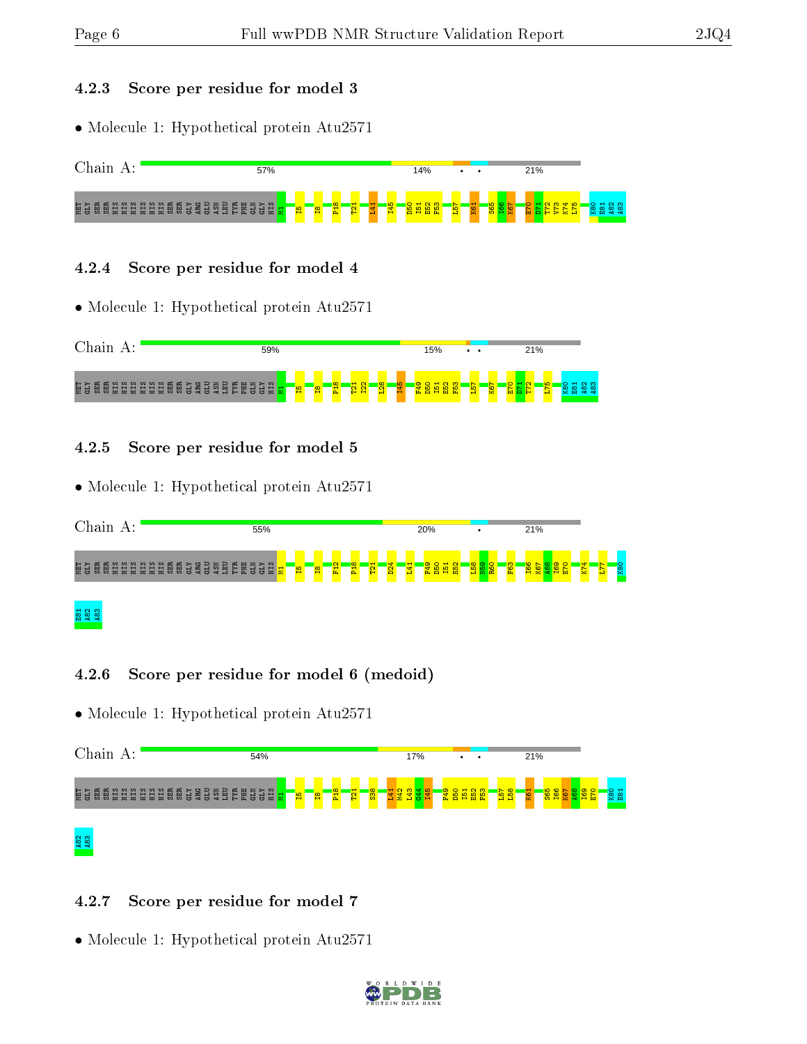### 4.2.3 Score per residue for model 3

- Molecule 1: Hypothetical protein Atu2571

Chain A: 57% | 14% | • • | 21%

MET GLY SER SER HIS HIS HIS HIS HIS HIS SER SER GLY ARG GLU ASN LEU TYR PHE GLN GLY HIS M1 I5 I8 P18 T21 L41 I45 D50 I51 E52 F53 L57 K61 S65 I66 K67 E70 D71 T72 V73 K74 L75 K80 E81 A82 A83

### 4.2.4 Score per residue for model 4

- Molecule 1: Hypothetical protein Atu2571

Chain A: 59% | 15% | • • | 21%

MET GLY SER SER HIS HIS HIS HIS HIS HIS SER SER GLY ARG GLU ASN LEU TYR PHE GLN GLY HIS M1 I5 I8 P18 T21 I22 L28 I45 F49 D50 I51 E52 F53 L57 K67 E70 D71 T72 L75 K80 E81 A82 A83

### 4.2.5 Score per residue for model 5

- Molecule 1: Hypothetical protein Atu2571

Chain A: 55% | 20% | • | 21%

MET GLY SER SER HIS HIS HIS HIS HIS HIS SER SER GLY ARG GLU ASN LEU TYR PHE GLN GLY HIS M1 I5 I8 F12 P18 T21 D24 L41 F49 D50 I51 E52 L58 N59 R60 F63 I66 K67 A68 I69 E70 K74 L77 K80 E81 A82 A83

### 4.2.6 Score per residue for model 6 (medoid)

- Molecule 1: Hypothetical protein Atu2571

Chain A: 54% | 17% | • • | 21%

MET GLY SER SER HIS HIS HIS HIS HIS HIS SER SER GLY ARG GLU ASN LEU TYR PHE GLN GLY HIS M1 I5 I8 P18 T21 S38 L41 M42 L43 G44 I45 F49 D50 I51 E52 F53 L57 L58 K61 S65 I66 K67 A68 I69 E70 K80 E81 A82 A83

### 4.2.7 Score per residue for model 7

- Molecule 1: Hypothetical protein Atu2571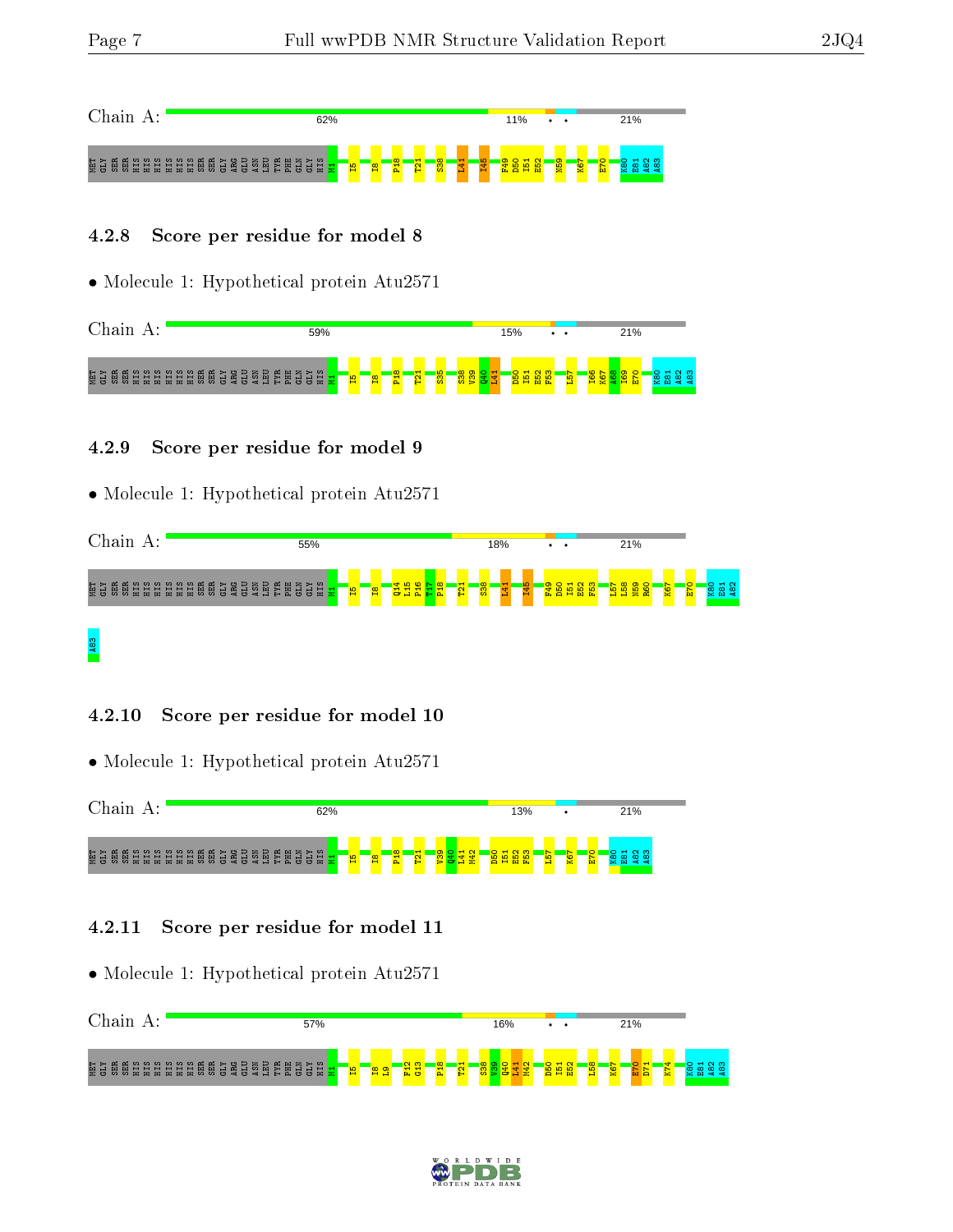Chain A: 62% 11% • • 21%

MET GLY SER SER HIS HIS HIS HIS HIS HIS SER SER GLY ARG GLU ASN LEU TYR PHE GLN GLY HIS M1 I5 I8 P18 T21 S38 L41 I45 F49 D50 I51 E52 N59 K67 E70 K80 E81 A82 A83

### 4.2.8 Score per residue for model 8

- Molecule 1: Hypothetical protein Atu2571

Chain A: 59% 15% • • 21%

MET GLY SER SER HIS HIS HIS HIS HIS HIS SER SER GLY ARG GLU ASN LEU TYR PHE GLN GLY HIS M1 I5 I8 P18 T21 S35 S38 V39 Q40 L41 D50 I51 E52 F53 L57 I66 K67 A68 I69 E70 K80 E81 A82 A83

### 4.2.9 Score per residue for model 9

- Molecule 1: Hypothetical protein Atu2571

Chain A: 55% 18% • • 21%

MET GLY SER SER HIS HIS HIS HIS HIS HIS SER SER GLY ARG GLU ASN LEU TYR PHE GLN GLY HIS M1 I5 I8 Q14 L15 P16 T17 F18 T21 S38 L41 I45 F49 D50 I51 E52 F53 L57 L58 N59 R60 K67 E70 K80 E81 A82 A83

### 4.2.10 Score per residue for model 10

- Molecule 1: Hypothetical protein Atu2571

Chain A: 62% 13% • 21%

MET GLY SER SER HIS HIS HIS HIS HIS HIS SER SER GLY ARG GLU ASN LEU TYR PHE GLN GLY HIS M1 I5 I8 P18 T21 V39 Q40 L41 M42 D50 I51 E52 F53 L57 K67 E70 K80 E81 A82 A83

### 4.2.11 Score per residue for model 11

- Molecule 1: Hypothetical protein Atu2571

Chain A: 57% 16% • • 21%

MET GLY SER SER HIS HIS HIS HIS HIS HIS SER SER GLY ARG GLU ASN LEU TYR PHE GLN GLY HIS M1 I5 I8 L9 F12 G13 P18 T21 S38 V39 Q40 L41 M42 D50 I51 E52 L58 K67 E70 D71 K74 K80 E81 A82 A83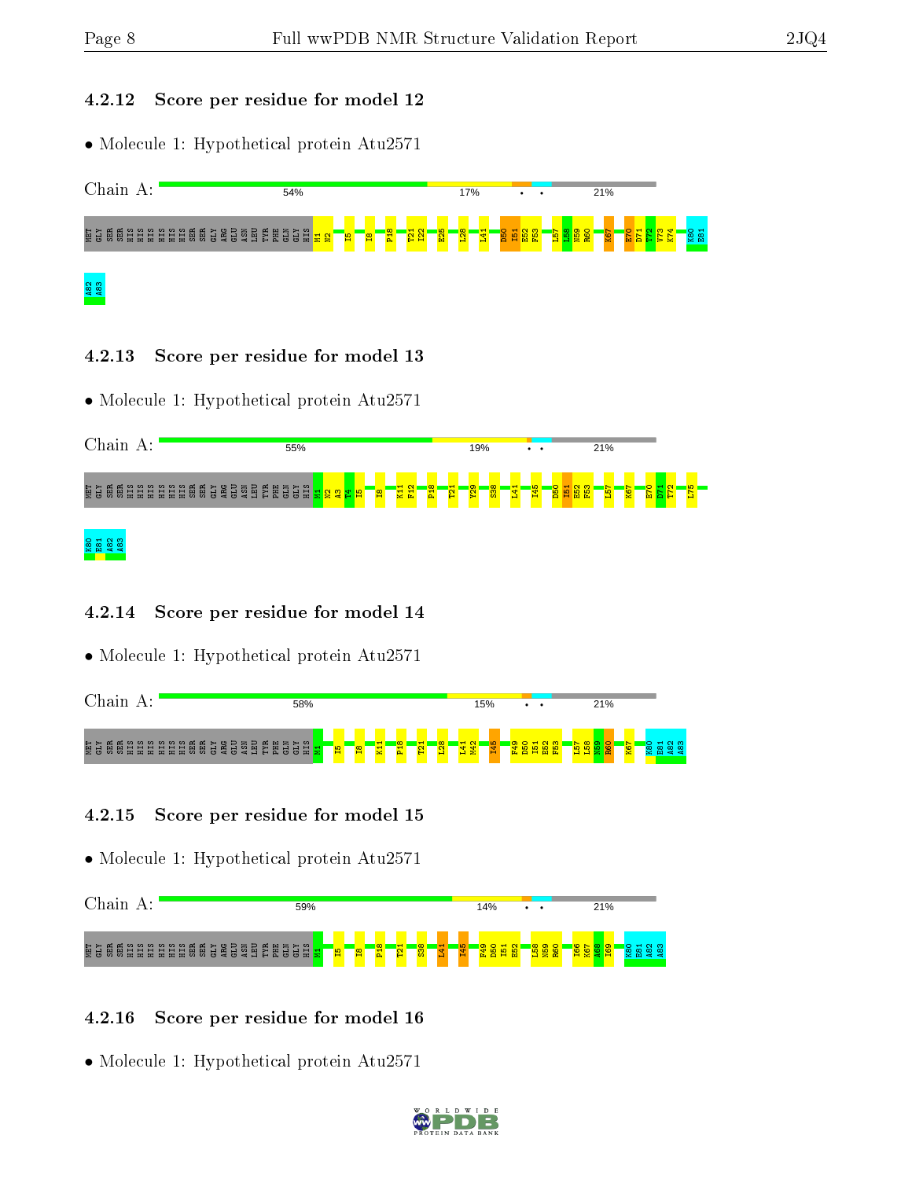### 4.2.12 Score per residue for model 12

- Molecule 1: Hypothetical protein Atu2571

Chain A: 54% 17% • • 21%

MET GLY SER SER HIS HIS HIS HIS HIS HIS SER SER GLY ARG GLU ASN LEU TYR PHE GLN GLY HIS M1 N2 I5 I8 F18 T21 I22 E25 L28 L41 D50 I51 E52 F53 L57 L58 N59 R60 K67 E70 D71 T72 V73 K74 K80 E81 A82 A83

### 4.2.13 Score per residue for model 13

- Molecule 1: Hypothetical protein Atu2571

Chain A: 55% 19% • • 21%

MET GLY SER SER HIS HIS HIS HIS HIS HIS SER SER GLY ARG GLU ASN LEU TYR PHE GLN GLY HIS M1 N2 A3 T4 I5 I8 K11 F12 F18 T21 Y29 S38 L41 I45 D50 I51 E52 F53 L57 K67 E70 D71 T72 L75 K80 E81 A82 A83

### 4.2.14 Score per residue for model 14

- Molecule 1: Hypothetical protein Atu2571

Chain A: 58% 15% • • 21%

MET GLY SER SER HIS HIS HIS HIS HIS HIS SER SER GLY ARG GLU ASN LEU TYR PHE GLN GLY HIS M1 I5 I8 K11 F18 T21 L28 L41 M42 I45 F49 D50 I51 E52 F53 L57 L58 N59 R60 K67 K80 E81 A82 A83

### 4.2.15 Score per residue for model 15

- Molecule 1: Hypothetical protein Atu2571

Chain A: 59% 14% • • 21%

MET GLY SER SER HIS HIS HIS HIS HIS HIS SER SER GLY ARG GLU ASN LEU TYR PHE GLN GLY HIS M1 I5 I8 F18 T21 S38 L41 I45 F49 D50 I51 E52 L58 N59 R60 I66 K67 A68 I69 K80 E81 A82 A83

### 4.2.16 Score per residue for model 16

- Molecule 1: Hypothetical protein Atu2571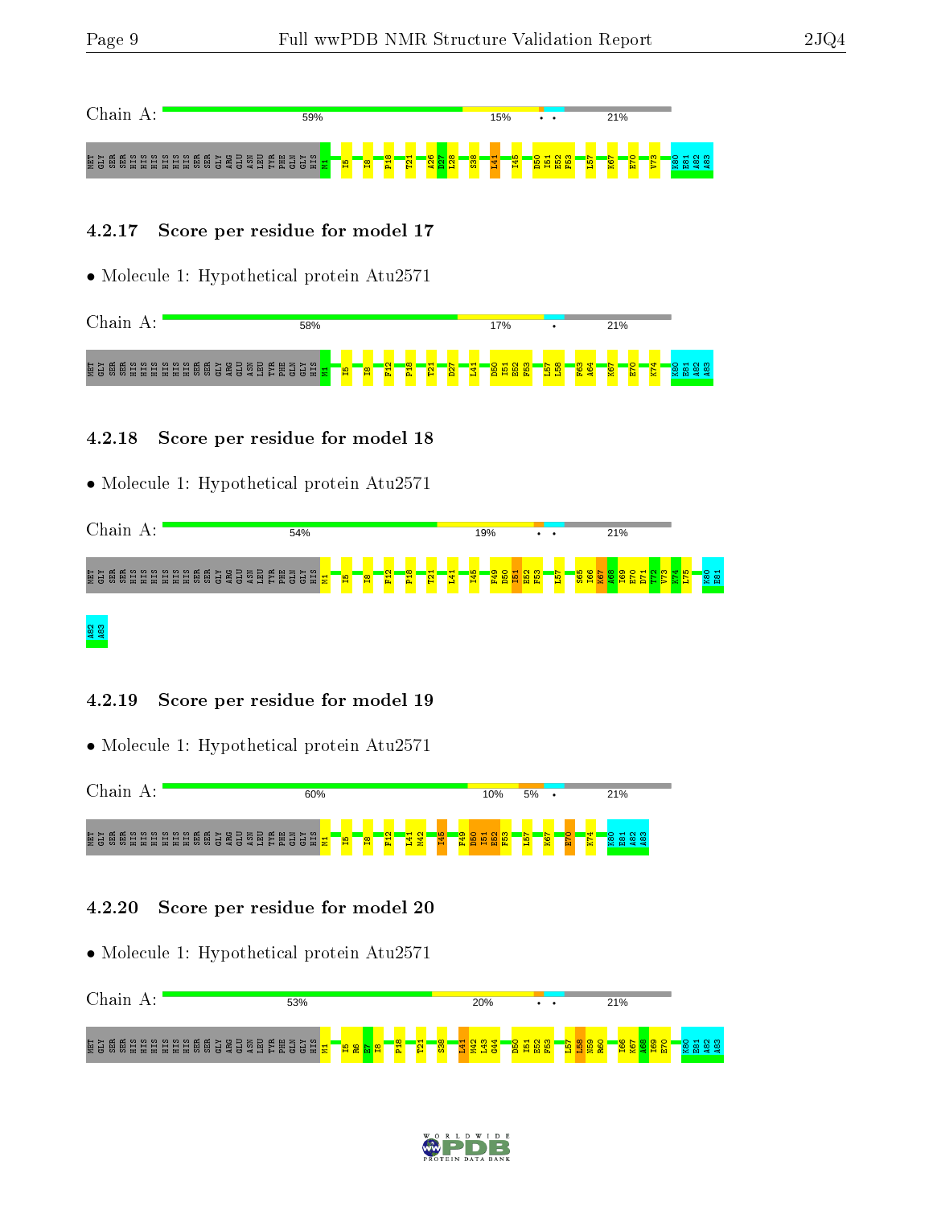Chain A: 59% 15% • • 21%

MET GLY SER SER HIS HIS HIS HIS HIS HIS SER SER GLY ARG GLU ASN LEU TYR PHE GLN GLY HIS M1 I5 I8 P18 T21 A26 D27 L28 S38 L41 I45 D50 I51 E52 F53 L57 K67 E70 V73 K80 E81 A82 A83

### 4.2.17 Score per residue for model 17

- Molecule 1: Hypothetical protein Atu2571

Chain A: 58% 17% • 21%

MET GLY SER SER HIS HIS HIS HIS HIS HIS SER SER GLY ARG GLU ASN LEU TYR PHE GLN GLY HIS M1 I5 I8 F12 P18 T21 D27 L41 D50 I51 E52 F53 L57 L58 F63 A64 K67 E70 K74 K80 E81 A82 A83

### 4.2.18 Score per residue for model 18

- Molecule 1: Hypothetical protein Atu2571

Chain A: 54% 19% • • 21%

MET GLY SER SER HIS HIS HIS HIS HIS HIS SER SER GLY ARG GLU ASN LEU TYR PHE GLN GLY HIS M1 I5 I8 F12 P18 T21 L41 I45 F49 D50 I51 E52 F53 L57 S65 I66 K67 A68 I69 E70 D71 V72 V73 K74 L75 K80 E81 A82 A83

### 4.2.19 Score per residue for model 19

- Molecule 1: Hypothetical protein Atu2571

Chain A: 60% 10% 5% • 21%

MET GLY SER SER HIS HIS HIS HIS HIS HIS SER SER GLY ARG GLU ASN LEU TYR PHE GLN GLY HIS M1 I5 I8 F12 L41 M42 I45 F49 D50 I51 E52 F53 L57 K67 E70 K74 K80 E81 A82 A83

### 4.2.20 Score per residue for model 20

- Molecule 1: Hypothetical protein Atu2571

Chain A: 53% 20% • • 21%

MET GLY SER SER HIS HIS HIS HIS HIS HIS SER SER GLY ARG GLU ASN LEU TYR PHE GLN GLY HIS M1 I5 R6 E7 I8 P18 T21 S38 L41 M42 L43 G44 D50 I51 E52 F53 L57 L58 N59 R60 I66 K67 A68 I69 E70 K80 E81 A82 A83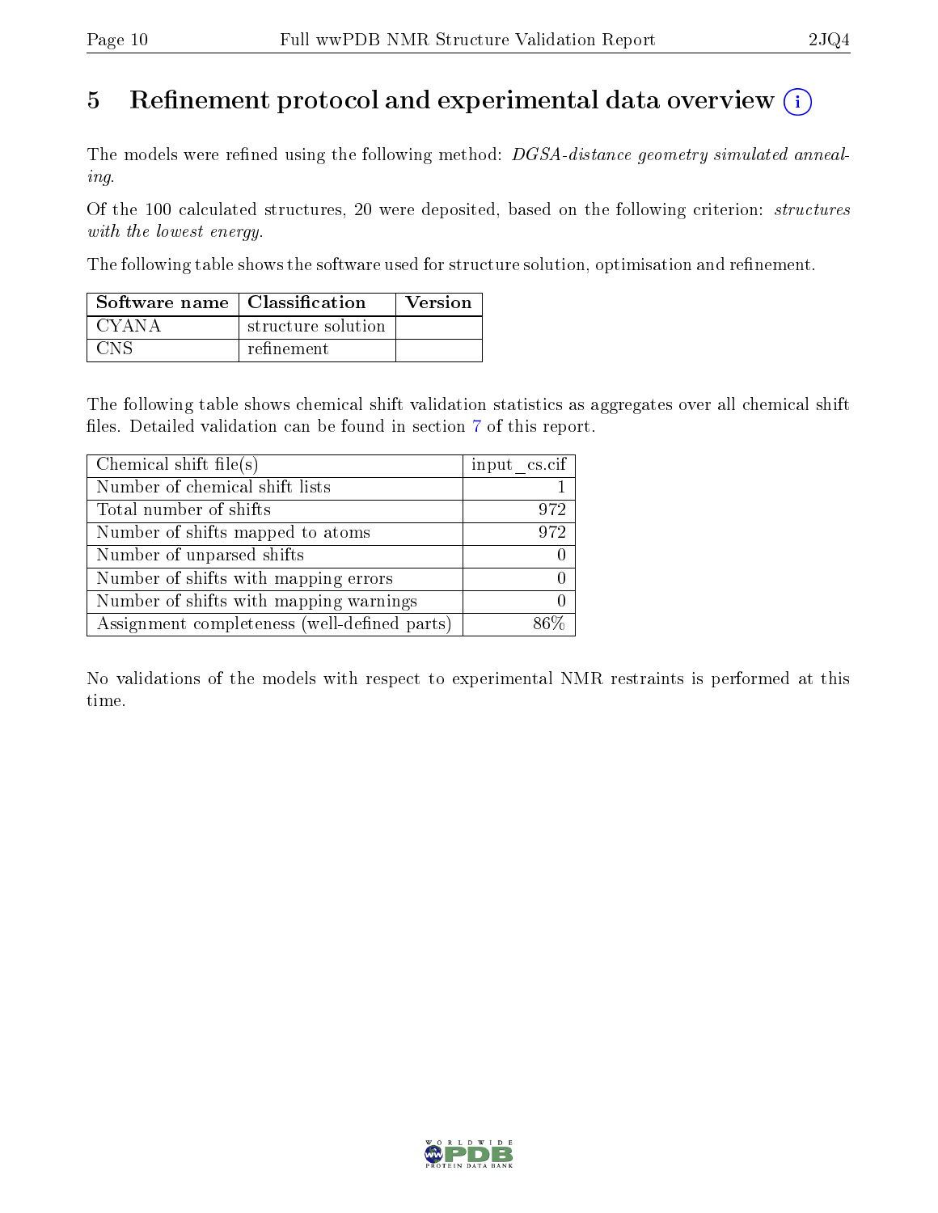# 5 Refinement protocol and experimental data overview (i)

The models were refined using the following method: *DGSA-distance geometry simulated annealing*.

Of the 100 calculated structures, 20 were deposited, based on the following criterion: *structures with the lowest energy*.

The following table shows the software used for structure solution, optimisation and refinement.

| Software name | Classification | Version |
| --- | --- | --- |
| CYANA | structure solution | |
| CNS | refinement | |

The following table shows chemical shift validation statistics as aggregates over all chemical shift files. Detailed validation can be found in section 7 of this report.

| Chemical shift file(s) | input_cs.cif |
| --- | --- |
| Number of chemical shift lists | 1 |
| Total number of shifts | 972 |
| Number of shifts mapped to atoms | 972 |
| Number of unparsed shifts | 0 |
| Number of shifts with mapping errors | 0 |
| Number of shifts with mapping warnings | 0 |
| Assignment completeness (well-defined parts) | 86% |

No validations of the models with respect to experimental NMR restraints is performed at this time.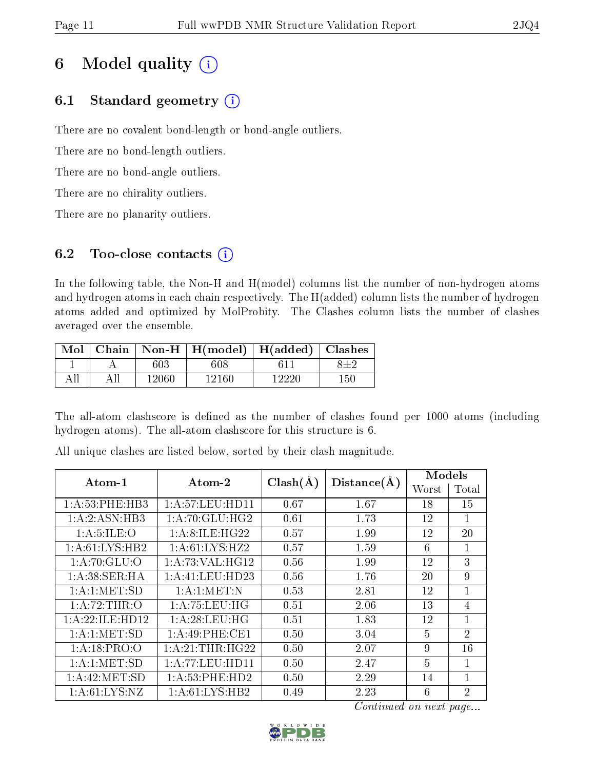# 6 Model quality

## 6.1 Standard geometry

There are no covalent bond-length or bond-angle outliers.

There are no bond-length outliers.

There are no bond-angle outliers.

There are no chirality outliers.

There are no planarity outliers.

## 6.2 Too-close contacts

In the following table, the Non-H and H(model) columns list the number of non-hydrogen atoms and hydrogen atoms in each chain respectively. The H(added) column lists the number of hydrogen atoms added and optimized by MolProbity. The Clashes column lists the number of clashes averaged over the ensemble.

| Mol | Chain | Non-H | H(model) | H(added) | Clashes |
|---|---|---|---|---|---|
| 1 | A | 603 | 608 | 611 | 8±2 |
| All | All | 12060 | 12160 | 12220 | 150 |

The all-atom clashscore is defined as the number of clashes found per 1000 atoms (including hydrogen atoms). The all-atom clashscore for this structure is 6.

All unique clashes are listed below, sorted by their clash magnitude.

| Atom-1 | Atom-2 | Clash(Å) | Distance(Å) | Models | |
|---|---|---|---|---|---|
| | | | | Worst | Total |
| 1:A:53:PHE:HB3 | 1:A:57:LEU:HD11 | 0.67 | 1.67 | 18 | 15 |
| 1:A:2:ASN:HB3 | 1:A:70:GLU:HG2 | 0.61 | 1.73 | 12 | 1 |
| 1:A:5:ILE:O | 1:A:8:ILE:HG22 | 0.57 | 1.99 | 12 | 20 |
| 1:A:61:LYS:HB2 | 1:A:61:LYS:HZ2 | 0.57 | 1.59 | 6 | 1 |
| 1:A:70:GLU:O | 1:A:73:VAL:HG12 | 0.56 | 1.99 | 12 | 3 |
| 1:A:38:SER:HA | 1:A:41:LEU:HD23 | 0.56 | 1.76 | 20 | 9 |
| 1:A:1:MET:SD | 1:A:1:MET:N | 0.53 | 2.81 | 12 | 1 |
| 1:A:72:THR:O | 1:A:75:LEU:HG | 0.51 | 2.06 | 13 | 4 |
| 1:A:22:ILE:HD12 | 1:A:28:LEU:HG | 0.51 | 1.83 | 12 | 1 |
| 1:A:1:MET:SD | 1:A:49:PHE:CE1 | 0.50 | 3.04 | 5 | 2 |
| 1:A:18:PRO:O | 1:A:21:THR:HG22 | 0.50 | 2.07 | 9 | 16 |
| 1:A:1:MET:SD | 1:A:77:LEU:HD11 | 0.50 | 2.47 | 5 | 1 |
| 1:A:42:MET:SD | 1:A:53:PHE:HD2 | 0.50 | 2.29 | 14 | 1 |
| 1:A:61:LYS:NZ | 1:A:61:LYS:HB2 | 0.49 | 2.23 | 6 | 2 |

*Continued on next page...*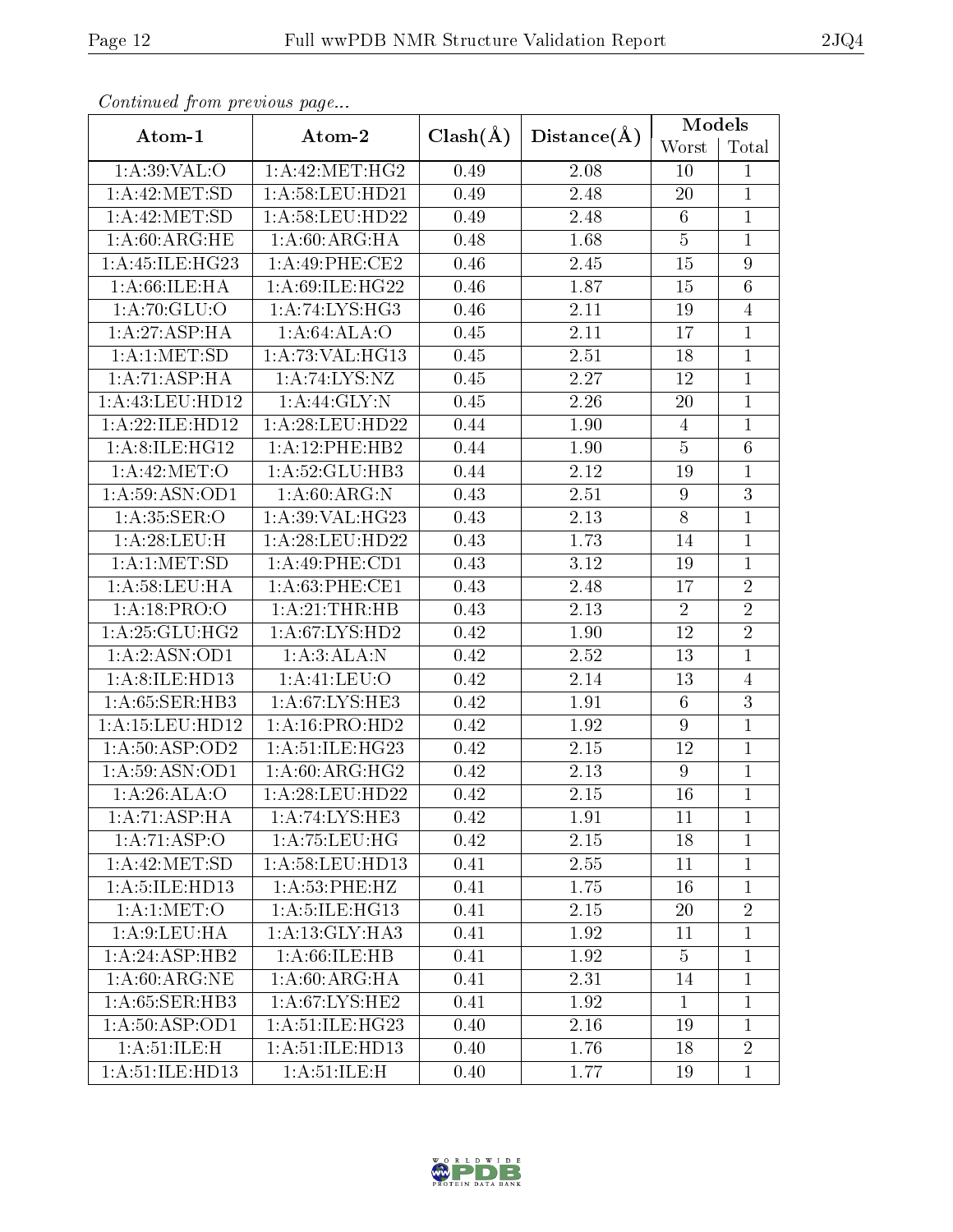*Continued from previous page...*

| Atom-1 | Atom-2 | Clash(Å) | Distance(Å) | Models | |
|---|---|---|---|---|---|
| | | | | Worst | Total |
| 1:A:39:VAL:O | 1:A:42:MET:HG2 | 0.49 | 2.08 | 10 | 1 |
| 1:A:42:MET:SD | 1:A:58:LEU:HD21 | 0.49 | 2.48 | 20 | 1 |
| 1:A:42:MET:SD | 1:A:58:LEU:HD22 | 0.49 | 2.48 | 6 | 1 |
| 1:A:60:ARG:HE | 1:A:60:ARG:HA | 0.48 | 1.68 | 5 | 1 |
| 1:A:45:ILE:HG23 | 1:A:49:PHE:CE2 | 0.46 | 2.45 | 15 | 9 |
| 1:A:66:ILE:HA | 1:A:69:ILE:HG22 | 0.46 | 1.87 | 15 | 6 |
| 1:A:70:GLU:O | 1:A:74:LYS:HG3 | 0.46 | 2.11 | 19 | 4 |
| 1:A:27:ASP:HA | 1:A:64:ALA:O | 0.45 | 2.11 | 17 | 1 |
| 1:A:1:MET:SD | 1:A:73:VAL:HG13 | 0.45 | 2.51 | 18 | 1 |
| 1:A:71:ASP:HA | 1:A:74:LYS:NZ | 0.45 | 2.27 | 12 | 1 |
| 1:A:43:LEU:HD12 | 1:A:44:GLY:N | 0.45 | 2.26 | 20 | 1 |
| 1:A:22:ILE:HD12 | 1:A:28:LEU:HD22 | 0.44 | 1.90 | 4 | 1 |
| 1:A:8:ILE:HG12 | 1:A:12:PHE:HB2 | 0.44 | 1.90 | 5 | 6 |
| 1:A:42:MET:O | 1:A:52:GLU:HB3 | 0.44 | 2.12 | 19 | 1 |
| 1:A:59:ASN:OD1 | 1:A:60:ARG:N | 0.43 | 2.51 | 9 | 3 |
| 1:A:35:SER:O | 1:A:39:VAL:HG23 | 0.43 | 2.13 | 8 | 1 |
| 1:A:28:LEU:H | 1:A:28:LEU:HD22 | 0.43 | 1.73 | 14 | 1 |
| 1:A:1:MET:SD | 1:A:49:PHE:CD1 | 0.43 | 3.12 | 19 | 1 |
| 1:A:58:LEU:HA | 1:A:63:PHE:CE1 | 0.43 | 2.48 | 17 | 2 |
| 1:A:18:PRO:O | 1:A:21:THR:HB | 0.43 | 2.13 | 2 | 2 |
| 1:A:25:GLU:HG2 | 1:A:67:LYS:HD2 | 0.42 | 1.90 | 12 | 2 |
| 1:A:2:ASN:OD1 | 1:A:3:ALA:N | 0.42 | 2.52 | 13 | 1 |
| 1:A:8:ILE:HD13 | 1:A:41:LEU:O | 0.42 | 2.14 | 13 | 4 |
| 1:A:65:SER:HB3 | 1:A:67:LYS:HE3 | 0.42 | 1.91 | 6 | 3 |
| 1:A:15:LEU:HD12 | 1:A:16:PRO:HD2 | 0.42 | 1.92 | 9 | 1 |
| 1:A:50:ASP:OD2 | 1:A:51:ILE:HG23 | 0.42 | 2.15 | 12 | 1 |
| 1:A:59:ASN:OD1 | 1:A:60:ARG:HG2 | 0.42 | 2.13 | 9 | 1 |
| 1:A:26:ALA:O | 1:A:28:LEU:HD22 | 0.42 | 2.15 | 16 | 1 |
| 1:A:71:ASP:HA | 1:A:74:LYS:HE3 | 0.42 | 1.91 | 11 | 1 |
| 1:A:71:ASP:O | 1:A:75:LEU:HG | 0.42 | 2.15 | 18 | 1 |
| 1:A:42:MET:SD | 1:A:58:LEU:HD13 | 0.41 | 2.55 | 11 | 1 |
| 1:A:5:ILE:HD13 | 1:A:53:PHE:HZ | 0.41 | 1.75 | 16 | 1 |
| 1:A:1:MET:O | 1:A:5:ILE:HG13 | 0.41 | 2.15 | 20 | 2 |
| 1:A:9:LEU:HA | 1:A:13:GLY:HA3 | 0.41 | 1.92 | 11 | 1 |
| 1:A:24:ASP:HB2 | 1:A:66:ILE:HB | 0.41 | 1.92 | 5 | 1 |
| 1:A:60:ARG:NE | 1:A:60:ARG:HA | 0.41 | 2.31 | 14 | 1 |
| 1:A:65:SER:HB3 | 1:A:67:LYS:HE2 | 0.41 | 1.92 | 1 | 1 |
| 1:A:50:ASP:OD1 | 1:A:51:ILE:HG23 | 0.40 | 2.16 | 19 | 1 |
| 1:A:51:ILE:H | 1:A:51:ILE:HD13 | 0.40 | 1.76 | 18 | 2 |
| 1:A:51:ILE:HD13 | 1:A:51:ILE:H | 0.40 | 1.77 | 19 | 1 |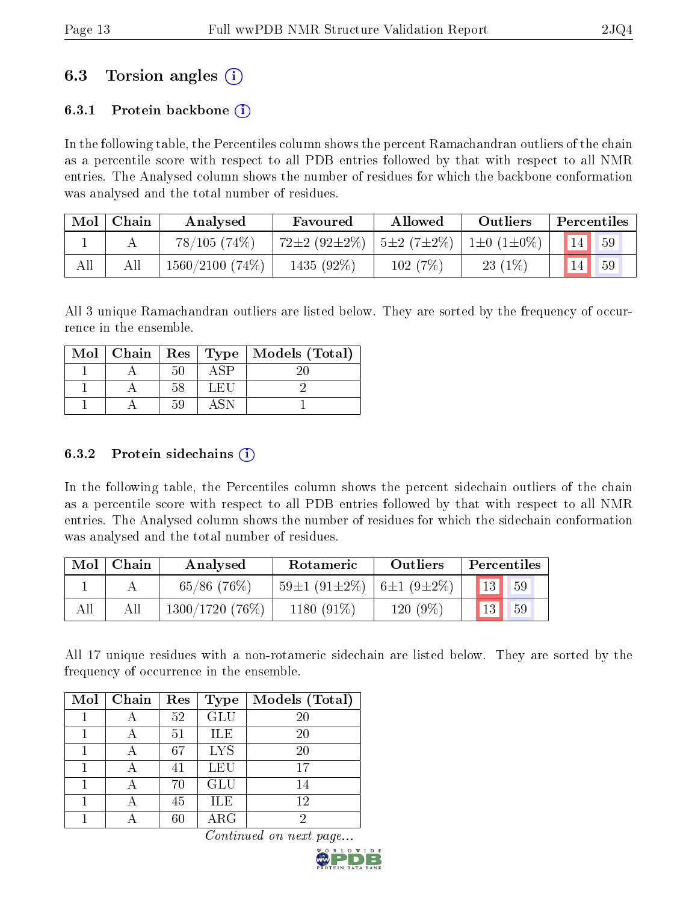## 6.3 Torsion angles (i)

### 6.3.1 Protein backbone (i)

In the following table, the Percentiles column shows the percent Ramachandran outliers of the chain as a percentile score with respect to all PDB entries followed by that with respect to all NMR entries. The Analysed column shows the number of residues for which the backbone conformation was analysed and the total number of residues.

| Mol | Chain | Analysed | Favoured | Allowed | Outliers | Percentiles | |
|---|---|---|---|---|---|---|---|
| 1 | A | 78/105 (74%) | 72±2 (92±2%) | 5±2 (7±2%) | 1±0 (1±0%) | 14 | 59 |
| All | All | 1560/2100 (74%) | 1435 (92%) | 102 (7%) | 23 (1%) | 14 | 59 |

All 3 unique Ramachandran outliers are listed below. They are sorted by the frequency of occurrence in the ensemble.

| Mol | Chain | Res | Type | Models (Total) |
|---|---|---|---|---|
| 1 | A | 50 | ASP | 20 |
| 1 | A | 58 | LEU | 2 |
| 1 | A | 59 | ASN | 1 |

### 6.3.2 Protein sidechains (i)

In the following table, the Percentiles column shows the percent sidechain outliers of the chain as a percentile score with respect to all PDB entries followed by that with respect to all NMR entries. The Analysed column shows the number of residues for which the sidechain conformation was analysed and the total number of residues.

| Mol | Chain | Analysed | Rotameric | Outliers | Percentiles | |
|---|---|---|---|---|---|---|
| 1 | A | 65/86 (76%) | 59±1 (91±2%) | 6±1 (9±2%) | 13 | 59 |
| All | All | 1300/1720 (76%) | 1180 (91%) | 120 (9%) | 13 | 59 |

All 17 unique residues with a non-rotameric sidechain are listed below. They are sorted by the frequency of occurrence in the ensemble.

| Mol | Chain | Res | Type | Models (Total) |
|---|---|---|---|---|
| 1 | A | 52 | GLU | 20 |
| 1 | A | 51 | ILE | 20 |
| 1 | A | 67 | LYS | 20 |
| 1 | A | 41 | LEU | 17 |
| 1 | A | 70 | GLU | 14 |
| 1 | A | 45 | ILE | 12 |
| 1 | A | 60 | ARG | 2 |

*Continued on next page...*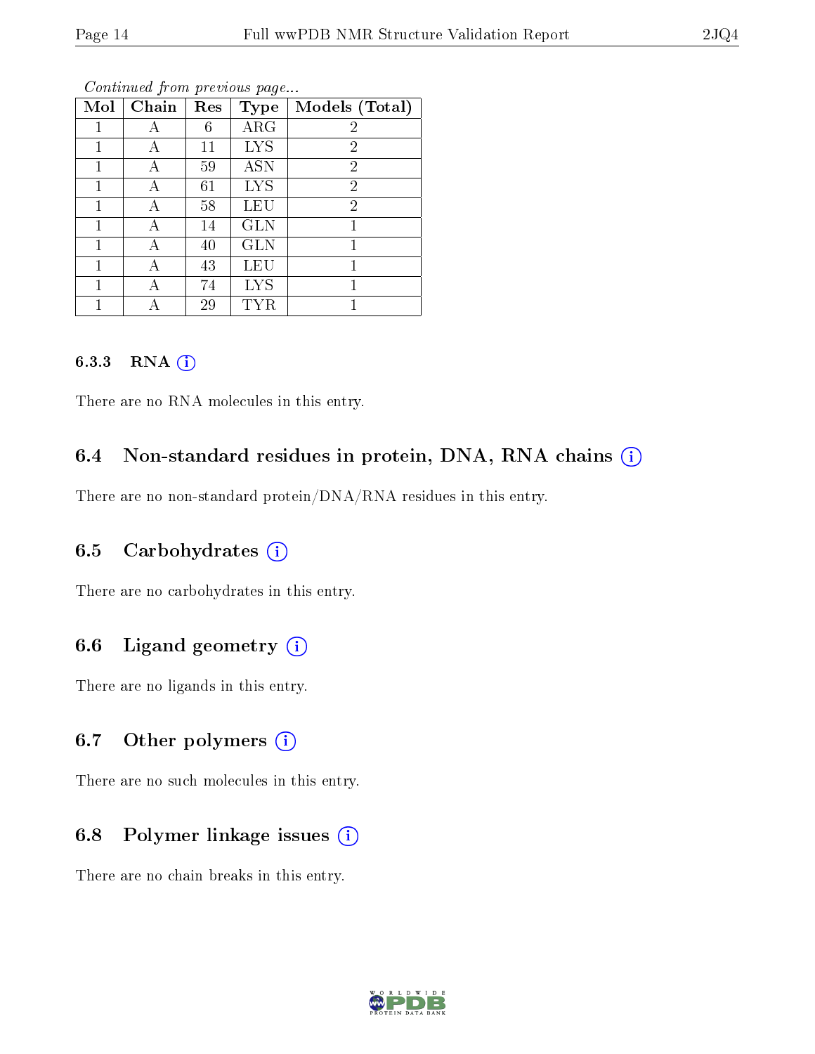*Continued from previous page...*

| Mol | Chain | Res | Type | Models (Total) |
|---|---|---|---|---|
| 1 | A | 6 | ARG | 2 |
| 1 | A | 11 | LYS | 2 |
| 1 | A | 59 | ASN | 2 |
| 1 | A | 61 | LYS | 2 |
| 1 | A | 58 | LEU | 2 |
| 1 | A | 14 | GLN | 1 |
| 1 | A | 40 | GLN | 1 |
| 1 | A | 43 | LEU | 1 |
| 1 | A | 74 | LYS | 1 |
| 1 | A | 29 | TYR | 1 |

### 6.3.3 RNA

There are no RNA molecules in this entry.

## 6.4 Non-standard residues in protein, DNA, RNA chains

There are no non-standard protein/DNA/RNA residues in this entry.

## 6.5 Carbohydrates

There are no carbohydrates in this entry.

## 6.6 Ligand geometry

There are no ligands in this entry.

## 6.7 Other polymers

There are no such molecules in this entry.

## 6.8 Polymer linkage issues

There are no chain breaks in this entry.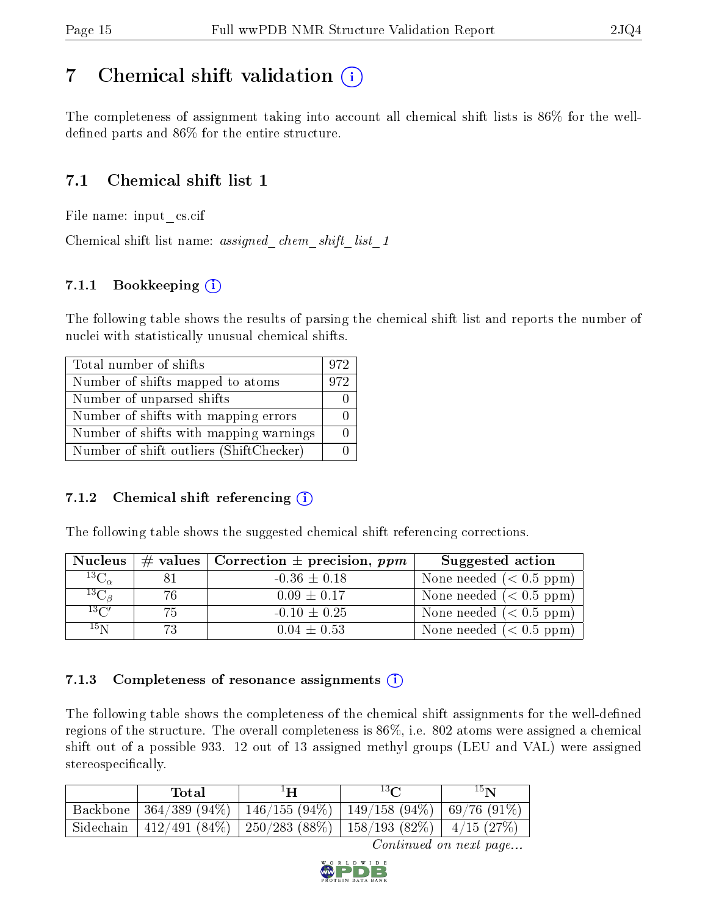# 7 Chemical shift validation

The completeness of assignment taking into account all chemical shift lists is 86% for the well-defined parts and 86% for the entire structure.

## 7.1 Chemical shift list 1

File name: input_cs.cif

Chemical shift list name: *assigned_chem_shift_list_1*

### 7.1.1 Bookkeeping

The following table shows the results of parsing the chemical shift list and reports the number of nuclei with statistically unusual chemical shifts.

| Total number of shifts | 972 |
|---|---|
| Number of shifts mapped to atoms | 972 |
| Number of unparsed shifts | 0 |
| Number of shifts with mapping errors | 0 |
| Number of shifts with mapping warnings | 0 |
| Number of shift outliers (ShiftChecker) | 0 |

### 7.1.2 Chemical shift referencing

The following table shows the suggested chemical shift referencing corrections.

| Nucleus | # values | Correction ± precision, *ppm* | Suggested action |
|---|---|---|---|
| $^{13}C_{\alpha}$ | 81 | -0.36 ± 0.18 | None needed (< 0.5 ppm) |
| $^{13}C_{\beta}$ | 76 | 0.09 ± 0.17 | None needed (< 0.5 ppm) |
| $^{13}C'$ | 75 | -0.10 ± 0.25 | None needed (< 0.5 ppm) |
| $^{15}N$ | 73 | 0.04 ± 0.53 | None needed (< 0.5 ppm) |

### 7.1.3 Completeness of resonance assignments

The following table shows the completeness of the chemical shift assignments for the well-defined regions of the structure. The overall completeness is 86%, i.e. 802 atoms were assigned a chemical shift out of a possible 933. 12 out of 13 assigned methyl groups (LEU and VAL) were assigned stereospecifically.

| | Total | $^{1}H$ | $^{13}C$ | $^{15}N$ |
|---|---|---|---|---|
| Backbone | 364/389 (94%) | 146/155 (94%) | 149/158 (94%) | 69/76 (91%) |
| Sidechain | 412/491 (84%) | 250/283 (88%) | 158/193 (82%) | 4/15 (27%) |

*Continued on next page...*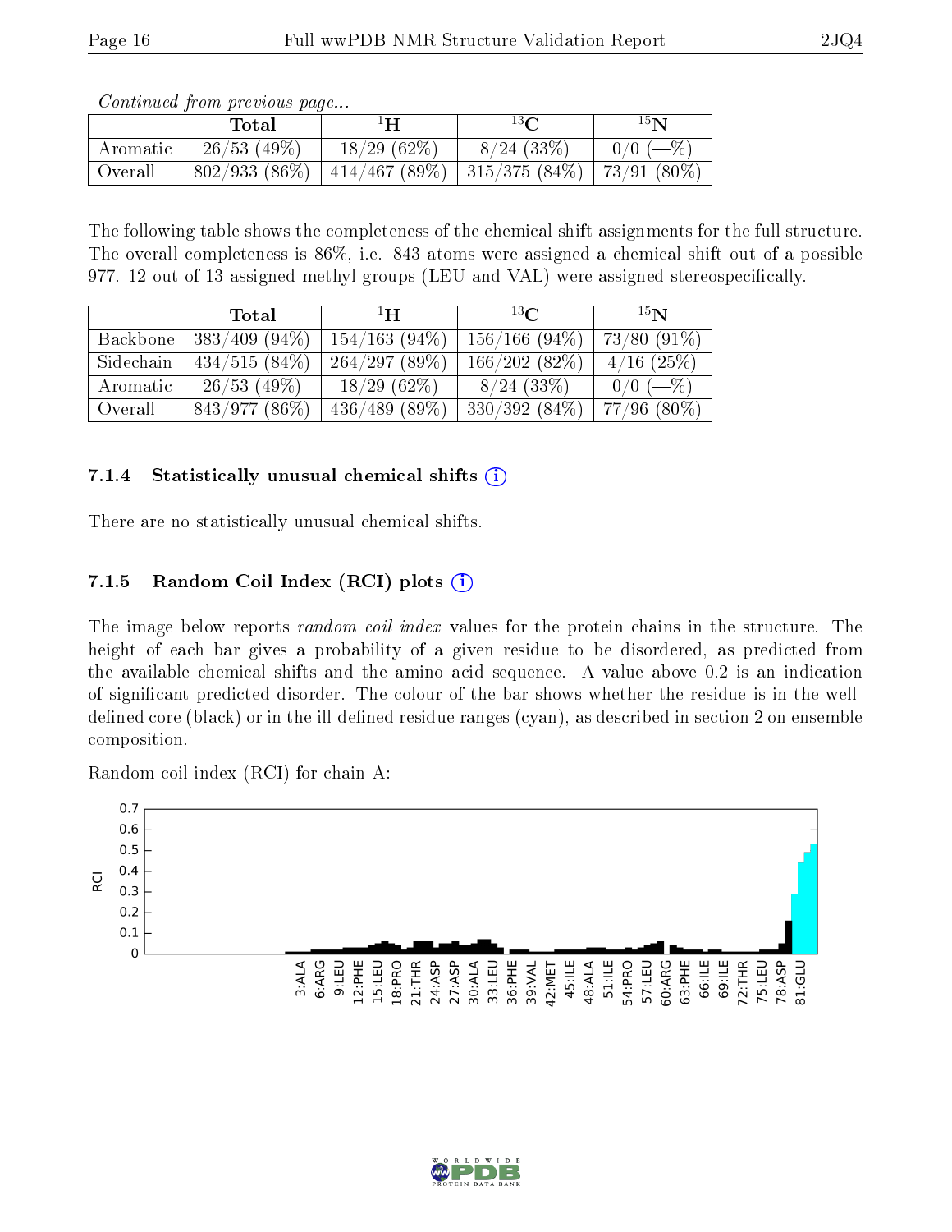*Continued from previous page...*

| | Total | $^{1}$H | $^{13}$C | $^{15}$N |
|---|---|---|---|---|
| Aromatic | 26/53 (49%) | 18/29 (62%) | 8/24 (33%) | 0/0 (—%) |
| Overall | 802/933 (86%) | 414/467 (89%) | 315/375 (84%) | 73/91 (80%) |

The following table shows the completeness of the chemical shift assignments for the full structure. The overall completeness is 86%, i.e. 843 atoms were assigned a chemical shift out of a possible 977. 12 out of 13 assigned methyl groups (LEU and VAL) were assigned stereospecifically.

| | Total | $^{1}$H | $^{13}$C | $^{15}$N |
|---|---|---|---|---|
| Backbone | 383/409 (94%) | 154/163 (94%) | 156/166 (94%) | 73/80 (91%) |
| Sidechain | 434/515 (84%) | 264/297 (89%) | 166/202 (82%) | 4/16 (25%) |
| Aromatic | 26/53 (49%) | 18/29 (62%) | 8/24 (33%) | 0/0 (—%) |
| Overall | 843/977 (86%) | 436/489 (89%) | 330/392 (84%) | 77/96 (80%) |

### 7.1.4 Statistically unusual chemical shifts

There are no statistically unusual chemical shifts.

### 7.1.5 Random Coil Index (RCI) plots

The image below reports *random coil index* values for the protein chains in the structure. The height of each bar gives a probability of a given residue to be disordered, as predicted from the available chemical shifts and the amino acid sequence. A value above 0.2 is an indication of significant predicted disorder. The colour of the bar shows whether the residue is in the well-defined core (black) or in the ill-defined residue ranges (cyan), as described in section 2 on ensemble composition.

Random coil index (RCI) for chain A:

RCI
0.7
0.6
0.5
0.4
0.3
0.2
0.1
0
3:ALA 6:ARG 9:LEU 12:PHE 15:LEU 18:PRO 21:THR 24:ASP 27:ASP 30:ALA 33:LEU 36:PHE 39:VAL 42:MET 45:ILE 48:ALA 51:ILE 54:PRO 57:LEU 60:ARG 63:PHE 66:ILE 69:ILE 72:THR 75:LEU 78:ASP 81:GLU